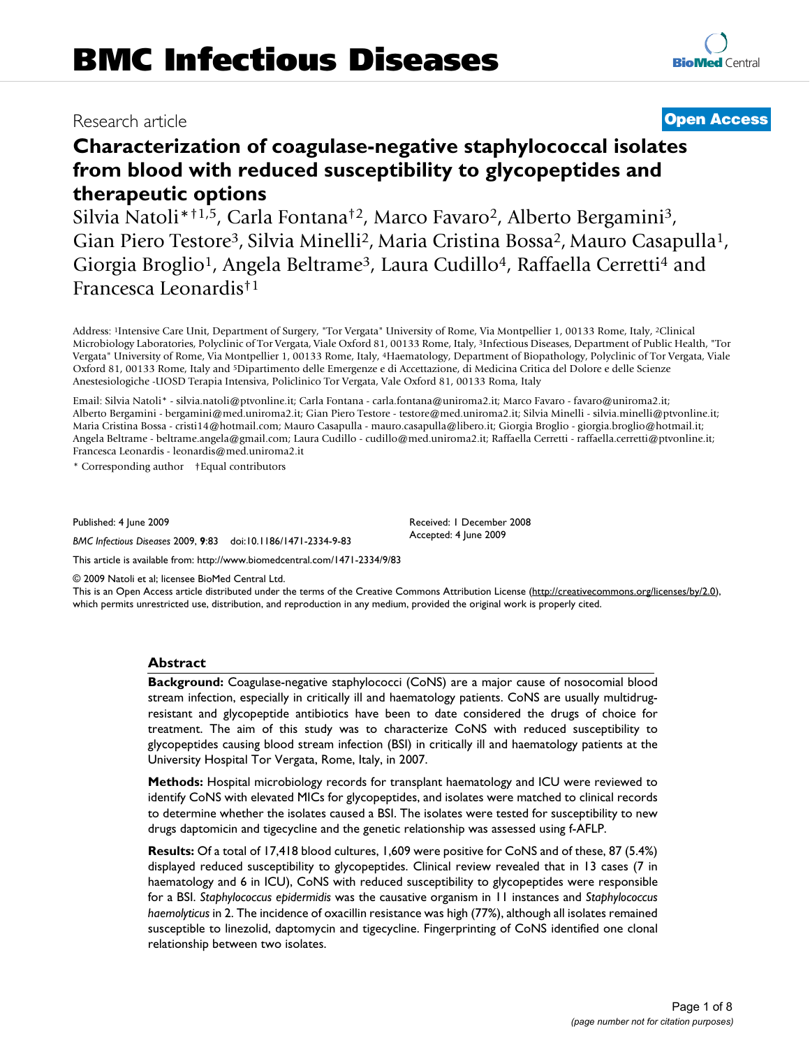Research article

**Open Access**

# Characterization of coagulase-negative staphylococcal isolates from blood with reduced susceptibility to glycopeptides and therapeutic options

Silvia Natoli*[†1,5], Carla Fontana[†2], Marco Favaro[2], Alberto Bergamini[3], Gian Piero Testore[3], Silvia Minelli[2], Maria Cristina Bossa[2], Mauro Casapulla[1], Giorgia Broglio[1], Angela Beltrame[3], Laura Cudillo[4], Raffaella Cerretti[4] and Francesca Leonardis[†1]

Address: [1]Intensive Care Unit, Department of Surgery, "Tor Vergata" University of Rome, Via Montpellier 1, 00133 Rome, Italy, [2]Clinical Microbiology Laboratories, Polyclinic of Tor Vergata, Viale Oxford 81, 00133 Rome, Italy, [3]Infectious Diseases, Department of Public Health, "Tor Vergata" University of Rome, Via Montpellier 1, 00133 Rome, Italy, [4]Haematology, Department of Biopathology, Polyclinic of Tor Vergata, Viale Oxford 81, 00133 Rome, Italy and [5]Dipartimento delle Emergenze e di Accettazione, di Medicina Critica del Dolore e delle Scienze Anestesiologiche -UOSD Terapia Intensiva, Policlinico Tor Vergata, Vale Oxford 81, 00133 Roma, Italy

Email: Silvia Natoli* - silvia.natoli@ptvonline.it; Carla Fontana - carla.fontana@uniroma2.it; Marco Favaro - favaro@uniroma2.it; Alberto Bergamini - bergamini@med.uniroma2.it; Gian Piero Testore - testore@med.uniroma2.it; Silvia Minelli - silvia.minelli@ptvonline.it; Maria Cristina Bossa - cristi14@hotmail.com; Mauro Casapulla - mauro.casapulla@libero.it; Giorgia Broglio - giorgia.broglio@hotmail.it; Angela Beltrame - beltrame.angela@gmail.com; Laura Cudillo - cudillo@med.uniroma2.it; Raffaella Cerretti - raffaella.cerretti@ptvonline.it; Francesca Leonardis - leonardis@med.uniroma2.it

\* Corresponding author †Equal contributors

Published: 4 June 2009

*BMC Infectious Diseases* 2009, **9**:83 doi:10.1186/1471-2334-9-83

Received: 1 December 2008
Accepted: 4 June 2009

This article is available from: http://www.biomedcentral.com/1471-2334/9/83

© 2009 Natoli et al; licensee BioMed Central Ltd.

This is an Open Access article distributed under the terms of the Creative Commons Attribution License (http://creativecommons.org/licenses/by/2.0), which permits unrestricted use, distribution, and reproduction in any medium, provided the original work is properly cited.

## Abstract

**Background:** Coagulase-negative staphylococci (CoNS) are a major cause of nosocomial blood stream infection, especially in critically ill and haematology patients. CoNS are usually multidrug-resistant and glycopeptide antibiotics have been to date considered the drugs of choice for treatment. The aim of this study was to characterize CoNS with reduced susceptibility to glycopeptides causing blood stream infection (BSI) in critically ill and haematology patients at the University Hospital Tor Vergata, Rome, Italy, in 2007.

**Methods:** Hospital microbiology records for transplant haematology and ICU were reviewed to identify CoNS with elevated MICs for glycopeptides, and isolates were matched to clinical records to determine whether the isolates caused a BSI. The isolates were tested for susceptibility to new drugs daptomicin and tigecycline and the genetic relationship was assessed using f-AFLP.

**Results:** Of a total of 17,418 blood cultures, 1,609 were positive for CoNS and of these, 87 (5.4%) displayed reduced susceptibility to glycopeptides. Clinical review revealed that in 13 cases (7 in haematology and 6 in ICU), CoNS with reduced susceptibility to glycopeptides were responsible for a BSI. *Staphylococcus epidermidis* was the causative organism in 11 instances and *Staphylococcus haemolyticus* in 2. The incidence of oxacillin resistance was high (77%), although all isolates remained susceptible to linezolid, daptomycin and tigecycline. Fingerprinting of CoNS identified one clonal relationship between two isolates.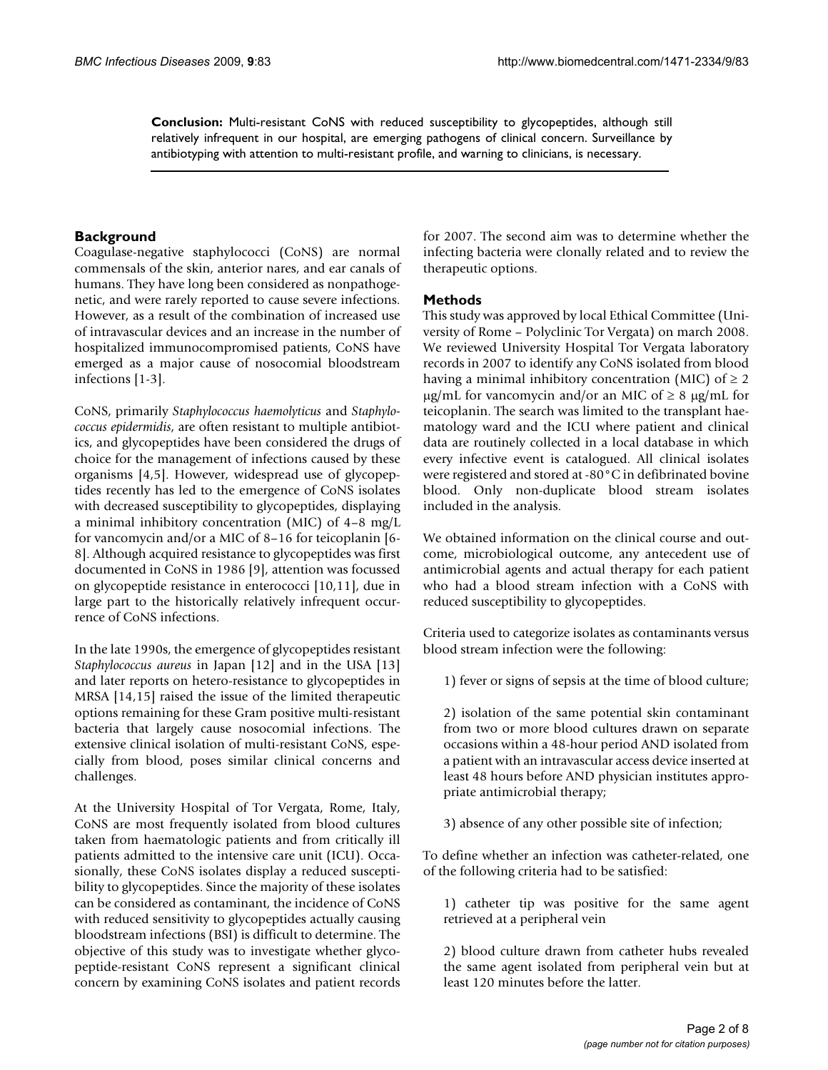**Conclusion:** Multi-resistant CoNS with reduced susceptibility to glycopeptides, although still relatively infrequent in our hospital, are emerging pathogens of clinical concern. Surveillance by antibiotyping with attention to multi-resistant profile, and warning to clinicians, is necessary.

## Background

Coagulase-negative staphylococci (CoNS) are normal commensals of the skin, anterior nares, and ear canals of humans. They have long been considered as nonpathogenetic, and were rarely reported to cause severe infections. However, as a result of the combination of increased use of intravascular devices and an increase in the number of hospitalized immunocompromised patients, CoNS have emerged as a major cause of nosocomial bloodstream infections [1-3].

CoNS, primarily *Staphylococcus haemolyticus* and *Staphylococcus epidermidis*, are often resistant to multiple antibiotics, and glycopeptides have been considered the drugs of choice for the management of infections caused by these organisms [4,5]. However, widespread use of glycopeptides recently has led to the emergence of CoNS isolates with decreased susceptibility to glycopeptides, displaying a minimal inhibitory concentration (MIC) of 4–8 mg/L for vancomycin and/or a MIC of 8–16 for teicoplanin [6-8]. Although acquired resistance to glycopeptides was first documented in CoNS in 1986 [9], attention was focussed on glycopeptide resistance in enterococci [10,11], due in large part to the historically relatively infrequent occurrence of CoNS infections.

In the late 1990s, the emergence of glycopeptides resistant *Staphylococcus aureus* in Japan [12] and in the USA [13] and later reports on hetero-resistance to glycopeptides in MRSA [14,15] raised the issue of the limited therapeutic options remaining for these Gram positive multi-resistant bacteria that largely cause nosocomial infections. The extensive clinical isolation of multi-resistant CoNS, especially from blood, poses similar clinical concerns and challenges.

At the University Hospital of Tor Vergata, Rome, Italy, CoNS are most frequently isolated from blood cultures taken from haematologic patients and from critically ill patients admitted to the intensive care unit (ICU). Occasionally, these CoNS isolates display a reduced susceptibility to glycopeptides. Since the majority of these isolates can be considered as contaminant, the incidence of CoNS with reduced sensitivity to glycopeptides actually causing bloodstream infections (BSI) is difficult to determine. The objective of this study was to investigate whether glycopeptide-resistant CoNS represent a significant clinical concern by examining CoNS isolates and patient records for 2007. The second aim was to determine whether the infecting bacteria were clonally related and to review the therapeutic options.

## Methods

This study was approved by local Ethical Committee (University of Rome – Polyclinic Tor Vergata) on march 2008. We reviewed University Hospital Tor Vergata laboratory records in 2007 to identify any CoNS isolated from blood having a minimal inhibitory concentration (MIC) of ≥ 2 μg/mL for vancomycin and/or an MIC of ≥ 8 μg/mL for teicoplanin. The search was limited to the transplant haematology ward and the ICU where patient and clinical data are routinely collected in a local database in which every infective event is catalogued. All clinical isolates were registered and stored at -80°C in defibrinated bovine blood. Only non-duplicate blood stream isolates included in the analysis.

We obtained information on the clinical course and outcome, microbiological outcome, any antecedent use of antimicrobial agents and actual therapy for each patient who had a blood stream infection with a CoNS with reduced susceptibility to glycopeptides.

Criteria used to categorize isolates as contaminants versus blood stream infection were the following:

1) fever or signs of sepsis at the time of blood culture;

2) isolation of the same potential skin contaminant from two or more blood cultures drawn on separate occasions within a 48-hour period AND isolated from a patient with an intravascular access device inserted at least 48 hours before AND physician institutes appropriate antimicrobial therapy;

3) absence of any other possible site of infection;

To define whether an infection was catheter-related, one of the following criteria had to be satisfied:

1) catheter tip was positive for the same agent retrieved at a peripheral vein

2) blood culture drawn from catheter hubs revealed the same agent isolated from peripheral vein but at least 120 minutes before the latter.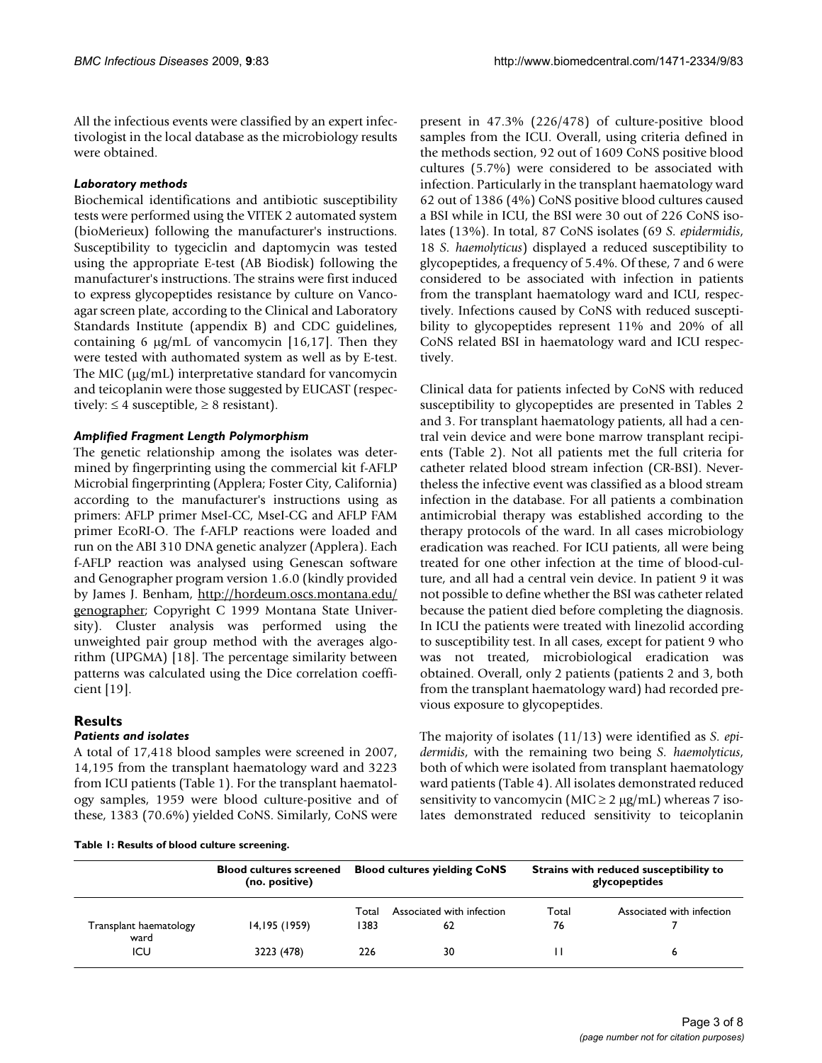All the infectious events were classified by an expert infectivologist in the local database as the microbiology results were obtained.

### *Laboratory methods*

Biochemical identifications and antibiotic susceptibility tests were performed using the VITEK 2 automated system (bioMerieux) following the manufacturer's instructions. Susceptibility to tygeciclin and daptomycin was tested using the appropriate E-test (AB Biodisk) following the manufacturer's instructions. The strains were first induced to express glycopeptides resistance by culture on Vancoagar screen plate, according to the Clinical and Laboratory Standards Institute (appendix B) and CDC guidelines, containing 6 μg/mL of vancomycin [16,17]. Then they were tested with authomated system as well as by E-test. The MIC (μg/mL) interpretative standard for vancomycin and teicoplanin were those suggested by EUCAST (respectively: ≤ 4 susceptible, ≥ 8 resistant).

### *Amplified Fragment Length Polymorphism*

The genetic relationship among the isolates was determined by fingerprinting using the commercial kit f-AFLP Microbial fingerprinting (Applera; Foster City, California) according to the manufacturer's instructions using as primers: AFLP primer MseI-CC, MseI-CG and AFLP FAM primer EcoRI-O. The f-AFLP reactions were loaded and run on the ABI 310 DNA genetic analyzer (Applera). Each f-AFLP reaction was analysed using Genescan software and Genographer program version 1.6.0 (kindly provided by James J. Benham, http://hordeum.oscs.montana.edu/genographer; Copyright C 1999 Montana State University). Cluster analysis was performed using the unweighted pair group method with the averages algorithm (UPGMA) [18]. The percentage similarity between patterns was calculated using the Dice correlation coefficient [19].

## Results

### *Patients and isolates*

A total of 17,418 blood samples were screened in 2007, 14,195 from the transplant haematology ward and 3223 from ICU patients (Table 1). For the transplant haematology samples, 1959 were blood culture-positive and of these, 1383 (70.6%) yielded CoNS. Similarly, CoNS were present in 47.3% (226/478) of culture-positive blood samples from the ICU. Overall, using criteria defined in the methods section, 92 out of 1609 CoNS positive blood cultures (5.7%) were considered to be associated with infection. Particularly in the transplant haematology ward 62 out of 1386 (4%) CoNS positive blood cultures caused a BSI while in ICU, the BSI were 30 out of 226 CoNS isolates (13%). In total, 87 CoNS isolates (69 *S. epidermidis*, 18 *S. haemolyticus*) displayed a reduced susceptibility to glycopeptides, a frequency of 5.4%. Of these, 7 and 6 were considered to be associated with infection in patients from the transplant haematology ward and ICU, respectively. Infections caused by CoNS with reduced susceptibility to glycopeptides represent 11% and 20% of all CoNS related BSI in haematology ward and ICU respectively.

Clinical data for patients infected by CoNS with reduced susceptibility to glycopeptides are presented in Tables 2 and 3. For transplant haematology patients, all had a central vein device and were bone marrow transplant recipients (Table 2). Not all patients met the full criteria for catheter related blood stream infection (CR-BSI). Nevertheless the infective event was classified as a blood stream infection in the database. For all patients a combination antimicrobial therapy was established according to the therapy protocols of the ward. In all cases microbiology eradication was reached. For ICU patients, all were being treated for one other infection at the time of blood-culture, and all had a central vein device. In patient 9 it was not possible to define whether the BSI was catheter related because the patient died before completing the diagnosis. In ICU the patients were treated with linezolid according to susceptibility test. In all cases, except for patient 9 who was not treated, microbiological eradication was obtained. Overall, only 2 patients (patients 2 and 3, both from the transplant haematology ward) had recorded previous exposure to glycopeptides.

The majority of isolates (11/13) were identified as *S. epidermidis*, with the remaining two being *S. haemolyticus*, both of which were isolated from transplant haematology ward patients (Table 4). All isolates demonstrated reduced sensitivity to vancomycin (MIC ≥ 2 μg/mL) whereas 7 isolates demonstrated reduced sensitivity to teicoplanin

**Table 1: Results of blood culture screening.**

| | Blood cultures screened (no. positive) | Blood cultures yielding CoNS | | Strains with reduced susceptibility to glycopeptides | |
|---|---|---|---|---|---|
| | | Total | Associated with infection | Total | Associated with infection |
| Transplant haematology ward | 14,195 (1959) | 1383 | 62 | 76 | 7 |
| ICU | 3223 (478) | 226 | 30 | 11 | 6 |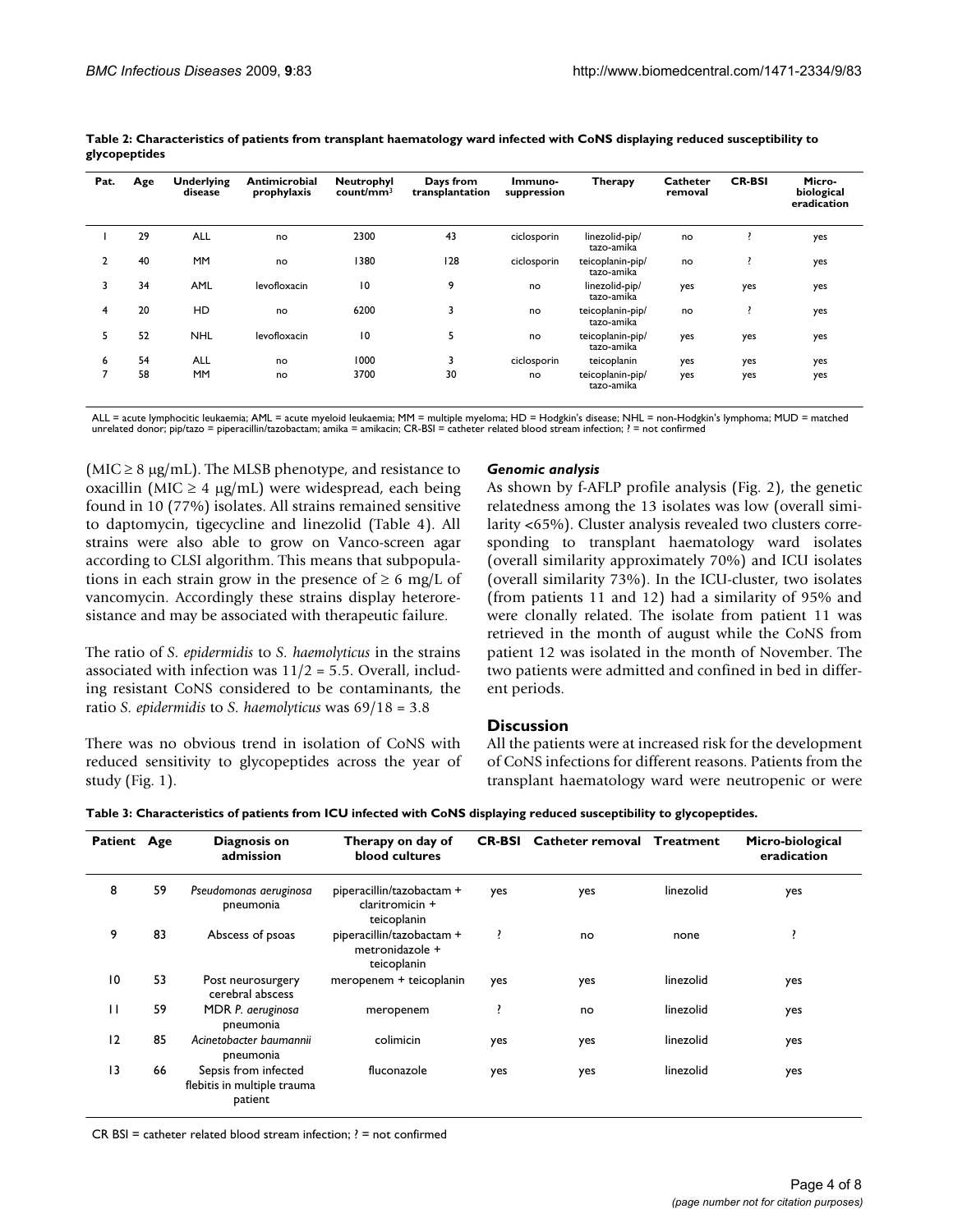**Table 2: Characteristics of patients from transplant haematology ward infected with CoNS displaying reduced susceptibility to glycopeptides**

| Pat. | Age | Underlying disease | Antimicrobial prophylaxis | Neutrophyl count/mm$^3$ | Days from transplantation | Immuno-suppression | Therapy | Catheter removal | CR-BSI | Micro-biological eradication |
|---|---|---|---|---|---|---|---|---|---|---|
| 1 | 29 | ALL | no | 2300 | 43 | ciclosporin | linezolid-pip/tazo-amika | no | ? | yes |
| 2 | 40 | MM | no | 1380 | 128 | ciclosporin | teicoplanin-pip/tazo-amika | no | ? | yes |
| 3 | 34 | AML | levofloxacin | 10 | 9 | no | linezolid-pip/tazo-amika | yes | yes | yes |
| 4 | 20 | HD | no | 6200 | 3 | no | teicoplanin-pip/tazo-amika | no | ? | yes |
| 5 | 52 | NHL | levofloxacin | 10 | 5 | no | teicoplanin-pip/tazo-amika | yes | yes | yes |
| 6 | 54 | ALL | no | 1000 | 3 | ciclosporin | teicoplanin | yes | yes | yes |
| 7 | 58 | MM | no | 3700 | 30 | no | teicoplanin-pip/tazo-amika | yes | yes | yes |

ALL = acute lymphocitic leukaemia; AML = acute myeloid leukaemia; MM = multiple myeloma; HD = Hodgkin's disease; NHL = non-Hodgkin's lymphoma; MUD = matched unrelated donor; pip/tazo = piperacillin/tazobactam; amika = amikacin; CR-BSI = catheter related blood stream infection; ? = not confirmed

(MIC ≥ 8 μg/mL). The MLSB phenotype, and resistance to oxacillin (MIC ≥ 4 μg/mL) were widespread, each being found in 10 (77%) isolates. All strains remained sensitive to daptomycin, tigecycline and linezolid (Table 4). All strains were also able to grow on Vanco-screen agar according to CLSI algorithm. This means that subpopulations in each strain grow in the presence of ≥ 6 mg/L of vancomycin. Accordingly these strains display heteroresistance and may be associated with therapeutic failure.

The ratio of *S. epidermidis* to *S. haemolyticus* in the strains associated with infection was 11/2 = 5.5. Overall, including resistant CoNS considered to be contaminants, the ratio *S. epidermidis* to *S. haemolyticus* was 69/18 = 3.8

There was no obvious trend in isolation of CoNS with reduced sensitivity to glycopeptides across the year of study (Fig. 1).

### *Genomic analysis*

As shown by f-AFLP profile analysis (Fig. 2), the genetic relatedness among the 13 isolates was low (overall similarity <65%). Cluster analysis revealed two clusters corresponding to transplant haematology ward isolates (overall similarity approximately 70%) and ICU isolates (overall similarity 73%). In the ICU-cluster, two isolates (from patients 11 and 12) had a similarity of 95% and were clonally related. The isolate from patient 11 was retrieved in the month of august while the CoNS from patient 12 was isolated in the month of November. The two patients were admitted and confined in bed in different periods.

## Discussion

All the patients were at increased risk for the development of CoNS infections for different reasons. Patients from the transplant haematology ward were neutropenic or were

**Table 3: Characteristics of patients from ICU infected with CoNS displaying reduced susceptibility to glycopeptides.**

| Patient | Age | Diagnosis on admission | Therapy on day of blood cultures | CR-BSI | Catheter removal | Treatment | Micro-biological eradication |
|---|---|---|---|---|---|---|---|
| 8 | 59 | *Pseudomonas aeruginosa* pneumonia | piperacillin/tazobactam + claritromicin + teicoplanin | yes | yes | linezolid | yes |
| 9 | 83 | Abscess of psoas | piperacillin/tazobactam + metronidazole + teicoplanin | ? | no | none | ? |
| 10 | 53 | Post neurosurgery cerebral abscess | meropenem + teicoplanin | yes | yes | linezolid | yes |
| 11 | 59 | MDR *P. aeruginosa* pneumonia | meropenem | ? | no | linezolid | yes |
| 12 | 85 | *Acinetobacter baumannii* pneumonia | colimicin | yes | yes | linezolid | yes |
| 13 | 66 | Sepsis from infected flebitis in multiple trauma patient | fluconazole | yes | yes | linezolid | yes |

CR BSI = catheter related blood stream infection; ? = not confirmed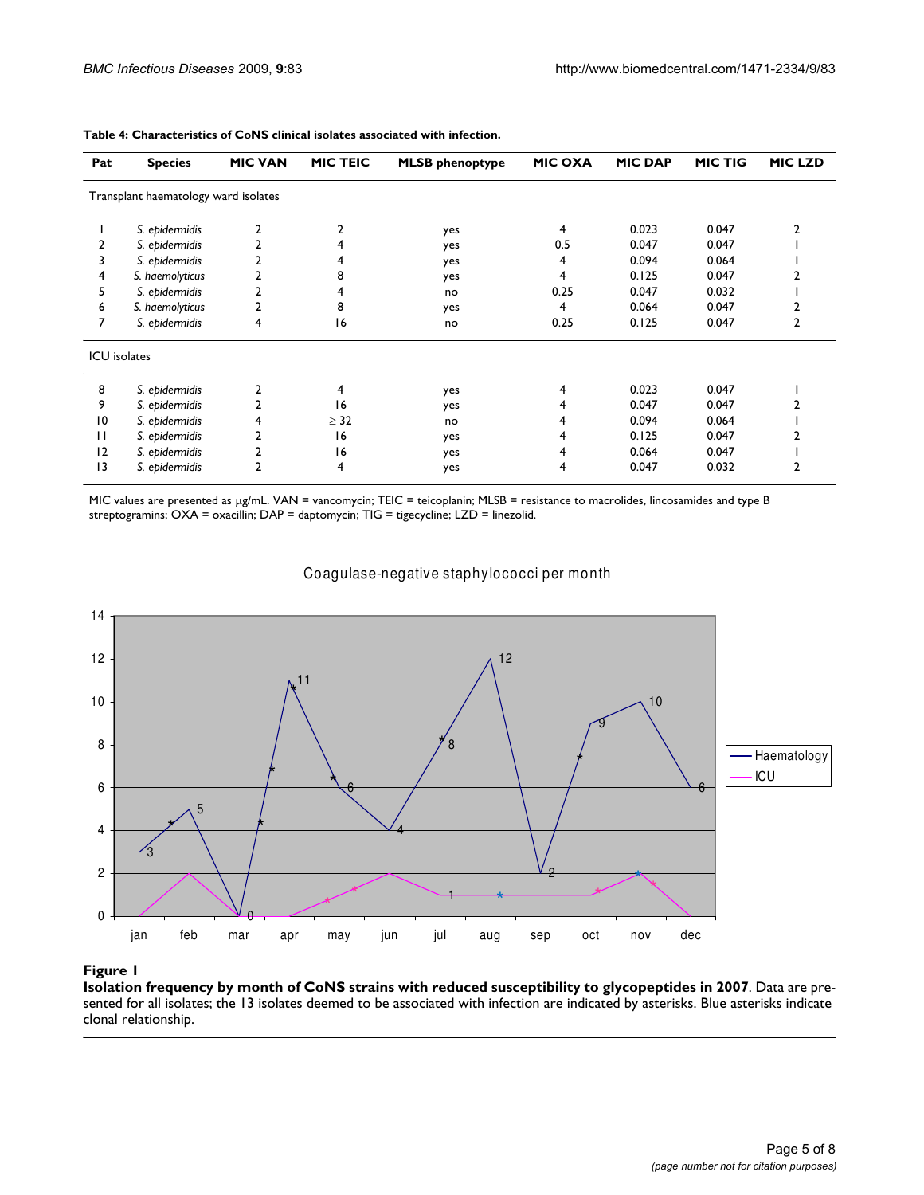**Table 4: Characteristics of CoNS clinical isolates associated with infection.**

| Pat | Species | MIC VAN | MIC TEIC | MLSB phenoptype | MIC OXA | MIC DAP | MIC TIG | MIC LZD |
|---|---|---|---|---|---|---|---|---|
| Transplant haematology ward isolates | | | | | | | | |
| 1 | *S. epidermidis* | 2 | 2 | yes | 4 | 0.023 | 0.047 | 2 |
| 2 | *S. epidermidis* | 2 | 4 | yes | 0.5 | 0.047 | 0.047 | 1 |
| 3 | *S. epidermidis* | 2 | 4 | yes | 4 | 0.094 | 0.064 | 1 |
| 4 | *S. haemolyticus* | 2 | 8 | yes | 4 | 0.125 | 0.047 | 2 |
| 5 | *S. epidermidis* | 2 | 4 | no | 0.25 | 0.047 | 0.032 | 1 |
| 6 | *S. haemolyticus* | 2 | 8 | yes | 4 | 0.064 | 0.047 | 2 |
| 7 | *S. epidermidis* | 4 | 16 | no | 0.25 | 0.125 | 0.047 | 2 |
| ICU isolates | | | | | | | | |
| 8 | *S. epidermidis* | 2 | 4 | yes | 4 | 0.023 | 0.047 | 1 |
| 9 | *S. epidermidis* | 2 | 16 | yes | 4 | 0.047 | 0.047 | 2 |
| 10 | *S. epidermidis* | 4 | ≥ 32 | no | 4 | 0.094 | 0.064 | 1 |
| 11 | *S. epidermidis* | 2 | 16 | yes | 4 | 0.125 | 0.047 | 2 |
| 12 | *S. epidermidis* | 2 | 16 | yes | 4 | 0.064 | 0.047 | 1 |
| 13 | *S. epidermidis* | 2 | 4 | yes | 4 | 0.047 | 0.032 | 2 |

MIC values are presented as μg/mL. VAN = vancomycin; TEIC = teicoplanin; MLSB = resistance to macrolides, lincosamides and type B streptogramins; OXA = oxacillin; DAP = daptomycin; TIG = tigecycline; LZD = linezolid.

**Figure 1**

**Isolation frequency by month of CoNS strains with reduced susceptibility to glycopeptides in 2007**. Data are presented for all isolates; the 13 isolates deemed to be associated with infection are indicated by asterisks. Blue asterisks indicate clonal relationship.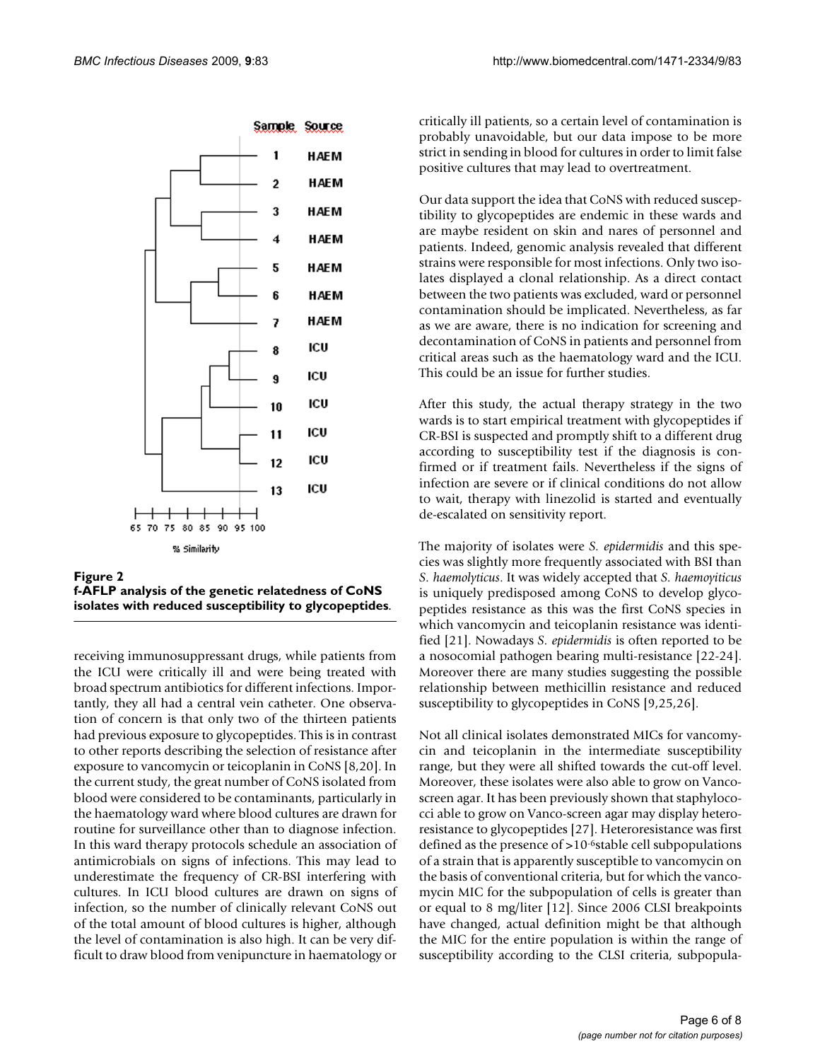Sample Source
1 HAEM
2 HAEM
3 HAEM
4 HAEM
5 HAEM
6 HAEM
7 HAEM
8 ICU
9 ICU
10 ICU
11 ICU
12 ICU
13 ICU

65 70 75 80 85 90 95 100

% Similarity

**Figure 2**
**f-AFLP analysis of the genetic relatedness of CoNS isolates with reduced susceptibility to glycopeptides.**

receiving immunosuppressant drugs, while patients from the ICU were critically ill and were being treated with broad spectrum antibiotics for different infections. Importantly, they all had a central vein catheter. One observation of concern is that only two of the thirteen patients had previous exposure to glycopeptides. This is in contrast to other reports describing the selection of resistance after exposure to vancomycin or teicoplanin in CoNS [8,20]. In the current study, the great number of CoNS isolated from blood were considered to be contaminants, particularly in the haematology ward where blood cultures are drawn for routine for surveillance other than to diagnose infection. In this ward therapy protocols schedule an association of antimicrobials on signs of infections. This may lead to underestimate the frequency of CR-BSI interfering with cultures. In ICU blood cultures are drawn on signs of infection, so the number of clinically relevant CoNS out of the total amount of blood cultures is higher, although the level of contamination is also high. It can be very difficult to draw blood from venipuncture in haematology or critically ill patients, so a certain level of contamination is probably unavoidable, but our data impose to be more strict in sending in blood for cultures in order to limit false positive cultures that may lead to overtreatment.

Our data support the idea that CoNS with reduced susceptibility to glycopeptides are endemic in these wards and are maybe resident on skin and nares of personnel and patients. Indeed, genomic analysis revealed that different strains were responsible for most infections. Only two isolates displayed a clonal relationship. As a direct contact between the two patients was excluded, ward or personnel contamination should be implicated. Nevertheless, as far as we are aware, there is no indication for screening and decontamination of CoNS in patients and personnel from critical areas such as the haematology ward and the ICU. This could be an issue for further studies.

After this study, the actual therapy strategy in the two wards is to start empirical treatment with glycopeptides if CR-BSI is suspected and promptly shift to a different drug according to susceptibility test if the diagnosis is confirmed or if treatment fails. Nevertheless if the signs of infection are severe or if clinical conditions do not allow to wait, therapy with linezolid is started and eventually de-escalated on sensitivity report.

The majority of isolates were *S. epidermidis* and this species was slightly more frequently associated with BSI than *S. haemolyticus*. It was widely accepted that *S. haemoyiticus* is uniquely predisposed among CoNS to develop glycopeptides resistance as this was the first CoNS species in which vancomycin and teicoplanin resistance was identified [21]. Nowadays *S. epidermidis* is often reported to be a nosocomial pathogen bearing multi-resistance [22-24]. Moreover there are many studies suggesting the possible relationship between methicillin resistance and reduced susceptibility to glycopeptides in CoNS [9,25,26].

Not all clinical isolates demonstrated MICs for vancomycin and teicoplanin in the intermediate susceptibility range, but they were all shifted towards the cut-off level. Moreover, these isolates were also able to grow on Vanco-screen agar. It has been previously shown that staphylococci able to grow on Vanco-screen agar may display heteroresistance to glycopeptides [27]. Heteroresistance was first defined as the presence of $>10^{-6}$stable cell subpopulations of a strain that is apparently susceptible to vancomycin on the basis of conventional criteria, but for which the vancomycin MIC for the subpopulation of cells is greater than or equal to 8 mg/liter [12]. Since 2006 CLSI breakpoints have changed, actual definition might be that although the MIC for the entire population is within the range of susceptibility according to the CLSI criteria, subpopula-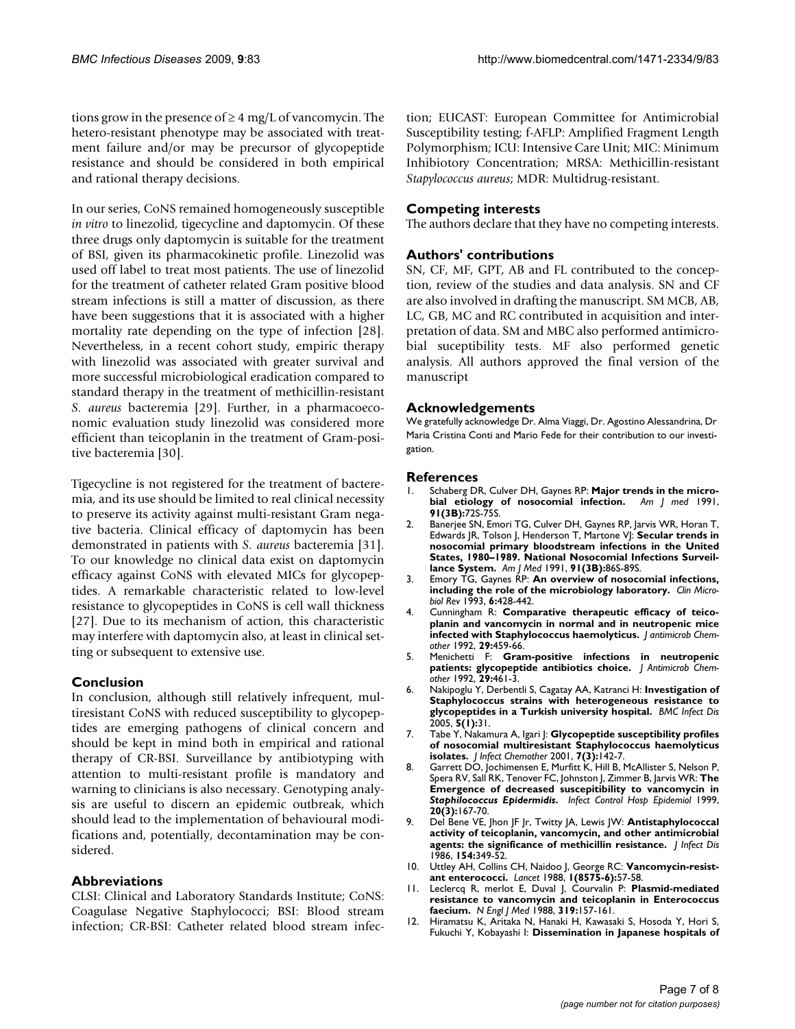tions grow in the presence of ≥ 4 mg/L of vancomycin. The hetero-resistant phenotype may be associated with treatment failure and/or may be precursor of glycopeptide resistance and should be considered in both empirical and rational therapy decisions.

In our series, CoNS remained homogeneously susceptible *in vitro* to linezolid, tigecycline and daptomycin. Of these three drugs only daptomycin is suitable for the treatment of BSI, given its pharmacokinetic profile. Linezolid was used off label to treat most patients. The use of linezolid for the treatment of catheter related Gram positive blood stream infections is still a matter of discussion, as there have been suggestions that it is associated with a higher mortality rate depending on the type of infection [28]. Nevertheless, in a recent cohort study, empiric therapy with linezolid was associated with greater survival and more successful microbiological eradication compared to standard therapy in the treatment of methicillin-resistant *S. aureus* bacteremia [29]. Further, in a pharmacoeconomic evaluation study linezolid was considered more efficient than teicoplanin in the treatment of Gram-positive bacteremia [30].

Tigecycline is not registered for the treatment of bacteremia, and its use should be limited to real clinical necessity to preserve its activity against multi-resistant Gram negative bacteria. Clinical efficacy of daptomycin has been demonstrated in patients with *S. aureus* bacteremia [31]. To our knowledge no clinical data exist on daptomycin efficacy against CoNS with elevated MICs for glycopeptides. A remarkable characteristic related to low-level resistance to glycopeptides in CoNS is cell wall thickness [27]. Due to its mechanism of action, this characteristic may interfere with daptomycin also, at least in clinical setting or subsequent to extensive use.

## Conclusion

In conclusion, although still relatively infrequent, multiresistant CoNS with reduced susceptibility to glycopeptides are emerging pathogens of clinical concern and should be kept in mind both in empirical and rational therapy of CR-BSI. Surveillance by antibiotyping with attention to multi-resistant profile is mandatory and warning to clinicians is also necessary. Genotyping analysis are useful to discern an epidemic outbreak, which should lead to the implementation of behavioural modifications and, potentially, decontamination may be considered.

## Abbreviations

CLSI: Clinical and Laboratory Standards Institute; CoNS: Coagulase Negative Staphylococci; BSI: Blood stream infection; CR-BSI: Catheter related blood stream infection; EUCAST: European Committee for Antimicrobial Susceptibility testing; f-AFLP: Amplified Fragment Length Polymorphism; ICU: Intensive Care Unit; MIC: Minimum Inhibiotory Concentration; MRSA: Methicillin-resistant *Stapylococcus aureus*; MDR: Multidrug-resistant.

## Competing interests

The authors declare that they have no competing interests.

## Authors' contributions

SN, CF, MF, GPT, AB and FL contributed to the conception, review of the studies and data analysis. SN and CF are also involved in drafting the manuscript. SM MCB, AB, LC, GB, MC and RC contributed in acquisition and interpretation of data. SM and MBC also performed antimicrobial suceptibility tests. MF also performed genetic analysis. All authors approved the final version of the manuscript

## Acknowledgements

We gratefully acknowledge Dr. Alma Viaggi, Dr. Agostino Alessandrina, Dr Maria Cristina Conti and Mario Fede for their contribution to our investigation.

## References

1. Schaberg DR, Culver DH, Gaynes RP: **Major trends in the microbial etiology of nosocomial infection.** *Am J med* 1991, **91(3B):**72S-75S.
2. Banerjee SN, Emori TG, Culver DH, Gaynes RP, Jarvis WR, Horan T, Edwards JR, Tolson J, Henderson T, Martone VJ: **Secular trends in nosocomial primary bloodstream infections in the United States, 1980–1989. National Nosocomial Infections Surveillance System.** *Am J Med* 1991, **91(3B):**86S-89S.
3. Emory TG, Gaynes RP: **An overview of nosocomial infections, including the role of the microbiology laboratory.** *Clin Microbiol Rev* 1993, **6:**428-442.
4. Cunningham R: **Comparative therapeutic efficacy of teicoplanin and vancomycin in normal and in neutropenic mice infected with Staphylococcus haemolyticus.** *J antimicrob Chemother* 1992, **29:**459-66.
5. Menichetti F: **Gram-positive infections in neutropenic patients: glycopeptide antibiotics choice.** *J Antimicrob Chemother* 1992, **29:**461-3.
6. Nakipoglu Y, Derbentli S, Cagatay AA, Katranci H: **Investigation of Staphylococcus strains with heterogeneous resistance to glycopeptides in a Turkish university hospital.** *BMC Infect Dis* 2005, **5(1):**31.
7. Tabe Y, Nakamura A, Igari J: **Glycopeptide susceptibility profiles of nosocomial multiresistant Staphylococcus haemolyticus isolates.** *J Infect Chemother* 2001, **7(3):**142-7.
8. Garrett DO, Jochimensen E, Murfitt K, Hill B, McAllister S, Nelson P, Spera RV, Sall RK, Tenover FC, Johnston J, Zimmer B, Jarvis WR: **The Emergence of decreased suscepitibility to vancomycin in *Staphilococcus Epidermidis*.** *Infect Control Hosp Epidemiol* 1999, **20(3):**167-70.
9. Del Bene VE, Jhon JF Jr, Twitty JA, Lewis JW: **Antistaphylococcal activity of teicoplanin, vancomycin, and other antimicrobial agents: the significance of methicillin resistance.** *J Infect Dis* 1986, **154:**349-52.
10. Uttley AH, Collins CH, Naidoo J, George RC: **Vancomycin-resistant enterococci.** *Lancet* 1988, **1(8575-6):**57-58.
11. Leclercq R, merlot E, Duval J, Courvalin P: **Plasmid-mediated resistance to vancomycin and teicoplanin in Enterococcus faecium.** *N Engl J Med* 1988, **319:**157-161.
12. Hiramatsu K, Aritaka N, Hanaki H, Kawasaki S, Hosoda Y, Hori S, Fukuchi Y, Kobayashi I: **Dissemination in Japanese hospitals of**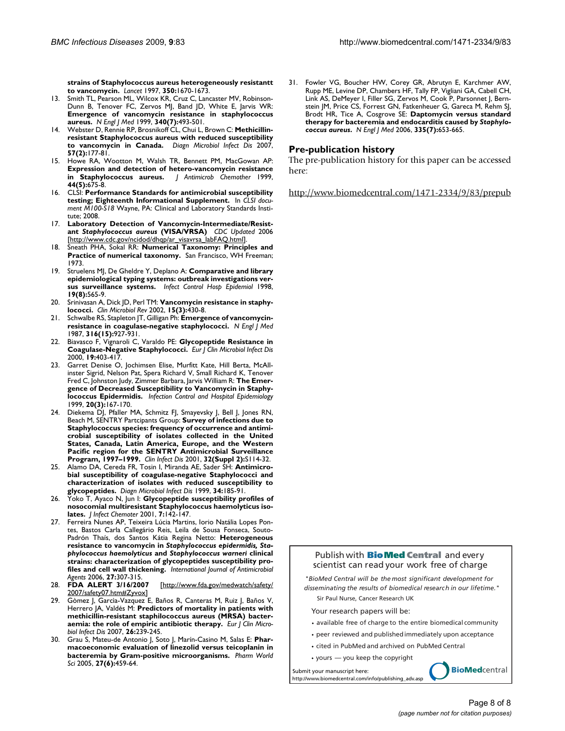**strains of Staphylococcus aureus heterogeneously resistantt to vancomycin.** *Lancet* 1997, **350:**1670-1673.

13. Smith TL, Pearson ML, Wilcox KR, Cruz C, Lancaster MV, Robinson-Dunn B, Tenover FC, Zervos MJ, Band JD, White E, Jarvis WR: **Emergence of vancomycin resistance in staphylococcus aureus.** *N Engl J Med* 1999, **340(7):**493-501.
14. Webster D, Rennie RP, Brosnikoff CL, Chui L, Brown C: **Methicillin-resistant Staphylococcus aureus with reduced susceptibility to vancomycin in Canada.** *Diagn Microbiol Infect Dis* 2007, **57(2):**177-81.
15. Howe RA, Wootton M, Walsh TR, Bennett PM, MacGowan AP: **Expression and detection of hetero-vancomycin resistance in Staphylococcus aureus.** *J Antimicrob Chemother* 1999, **44(5):**675-8.
16. CLSI: **Performance Standards for antimicrobial susceptibility testing; Eighteenth Informational Supplement.** In *CLSI document M100-S18* Wayne, PA: Clinical and Laboratory Standards Institute; 2008.
17. **Laboratory Detection of Vancomycin-Intermediate/Resistant *Staphylococcus aureus* (VISA/VRSA)** *CDC Updated* 2006 [http://www.cdc.gov/ncidod/dhqp/ar_visavrsa_labFAQ.html].
18. Sneath PHA, Sokal RR: **Numerical Taxonomy: Principles and Practice of numerical taxonomy.** San Francisco, WH Freeman; 1973.
19. Struelens MJ, De Gheldre Y, Deplano A: **Comparative and library epidemiological typing systems: outbreak investigations versus surveillance systems.** *Infect Control Hosp Epidemiol* 1998, **19(8):**565-9.
20. Srinivasan A, Dick JD, Perl TM: **Vancomycin resistance in staphylococci.** *Clin Microbiol Rev* 2002, **15(3):**430-8.
21. Schwalbe RS, Stapleton JT, Gilligan Ph: **Emergence of vancomycin-resistance in coagulase-negative staphylococci.** *N Engl J Med* 1987, **316(15):**927-931.
22. Biavasco F, Vignaroli C, Varaldo PE: **Glycopeptide Resistance in Coagulase-Negative Staphylococci.** *Eur J Clin Microbiol Infect Dis* 2000, **19:**403-417.
23. Garret Denise O, Jochimsen Elise, Murfitt Kate, Hill Berta, McAllinster Sigrid, Nelson Pat, Spera Richard V, Small Richard K, Tenover Fred C, Johnston Judy, Zimmer Barbara, Jarvis William R: **The Emergence of Decreased Susceptibility to Vancomycin in Staphylococcus Epidermidis.** *Infection Control and Hospital Epidemiology* 1999, **20(3):**167-170.
24. Diekema DJ, Pfaller MA, Schmitz FJ, Smayevsky J, Bell J, Jones RN, Beach M, SENTRY Partcipants Group: **Survey of infections due to Staphylococcus species: frequency of occurrence and antimicrobial susceptibility of isolates collected in the United States, Canada, Latin America, Europe, and the Western Pacific region for the SENTRY Antimicrobial Surveillance Program, 1997–1999.** *Clin Infect Dis* 2001, **32(Suppl 2):**S114-32.
25. Alamo DA, Cereda FR, Tosin I, Miranda AE, Sader SH: **Antimicrobial susceptibility of coagulase-negative Staphylococci and characterization of isolates with reduced susceptibility to glycopeptides.** *Diagn Microbiol Infect Dis* 1999, **34:**185-91.
26. Yoko T, Ayaco N, Jun I: **Glycopeptide susceptibility profiles of nosocomial multiresistant Staphylococcus haemolyticus isolates.** *J Infect Chemoter* 2001, **7:**142-147.
27. Ferreira Nunes AP, Teixeira Lúcia Martins, Iorio Natália Lopes Pontes, Bastos Carla Callegário Reis, Leila de Sousa Fonseca, Souto-Padrón Thaís, dos Santos Kátia Regina Netto: **Heterogeneous resistance to vancomycin in *Staphylococcus epidermidis, Staphylococcus haemolyticus* and *Staphylococcus warneri* clinical strains: characterization of glycopeptides susceptibility profiles and cell wall thickening.** *International Journal of Antimicrobial Agents* 2006, **27:**307-315.
28. **FDA ALERT 3/16/2007** [http://www.fda.gov/medwatch/safety/2007/safety07.htm#Zyvox]
29. Gómez J, García-Vazquez E, Baños R, Canteras M, Ruiz J, Baños V, Herrero JA, Valdés M: **Predictors of mortality in patients with methicillin-resistant staphilococcus aureus (MRSA) bacteraemia: the role of empiric antibiotic therapy.** *Eur J Clin Microbiol Infect Dis* 2007, **26:**239-245.
30. Grau S, Mateu-de Antonio J, Soto J, Marín-Casino M, Salas E: **Pharmacoeconomic evaluation of linezolid versus teicoplanin in bacteremia by Gram-positive microorganisms.** *Pharm World Sci* 2005, **27(6):**459-64.
31. Fowler VG, Boucher HW, Corey GR, Abrutyn E, Karchmer AW, Rupp ME, Levine DP, Chambers HF, Tally FP, Vigliani GA, Cabell CH, Link AS, DeMeyer I, Filler SG, Zervos M, Cook P, Parsonnet J, Bernstein JM, Price CS, Forrest GN, Fatkenheuer G, Gareca M, Rehm SJ, Brodt HR, Tice A, Cosgrove SE: **Daptomycin versus standard therapy for bacteremia and endocarditis caused by *Staphylococcus aureus*.** *N Engl J Med* 2006, **335(7):**653-665.

## Pre-publication history

The pre-publication history for this paper can be accessed here:

http://www.biomedcentral.com/1471-2334/9/83/prepub

Publish with **BioMed Central** and every scientist can read your work free of charge

*"BioMed Central will be the most significant development for disseminating the results of biomedical research in our lifetime."*

Sir Paul Nurse, Cancer Research UK

Your research papers will be:

- available free of charge to the entire biomedical community
- peer reviewed and published immediately upon acceptance
- cited in PubMed and archived on PubMed Central
- yours — you keep the copyright

Submit your manuscript here:
http://www.biomedcentral.com/info/publishing_adv.asp

**BioMed**central